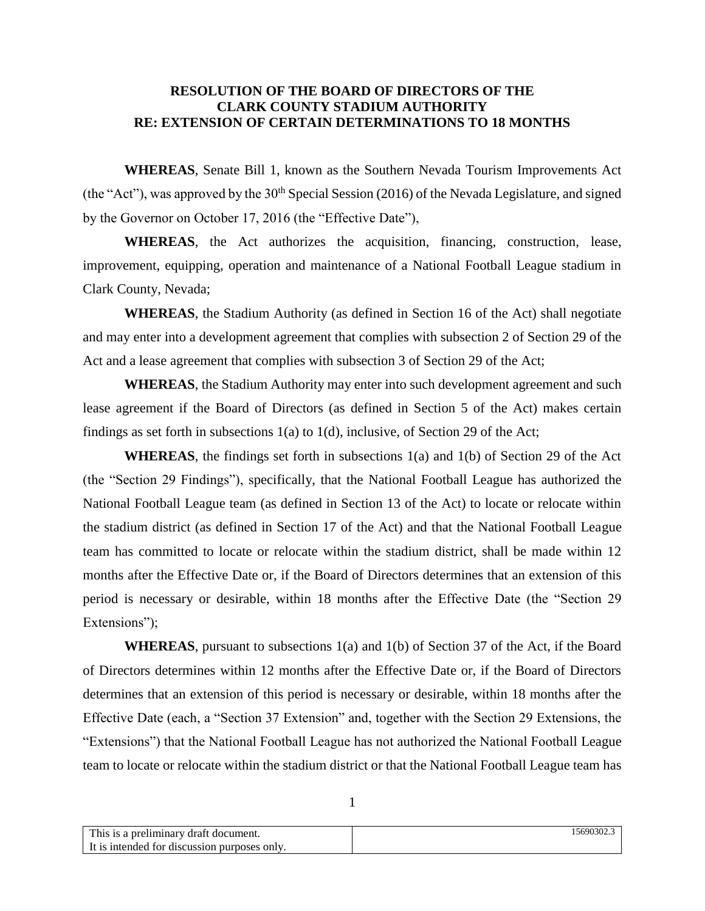**RESOLUTION OF THE BOARD OF DIRECTORS OF THE CLARK COUNTY STADIUM AUTHORITY RE: EXTENSION OF CERTAIN DETERMINATIONS TO 18 MONTHS**

**WHEREAS**, Senate Bill 1, known as the Southern Nevada Tourism Improvements Act (the "Act"), was approved by the 30th Special Session (2016) of the Nevada Legislature, and signed by the Governor on October 17, 2016 (the "Effective Date"),

**WHEREAS**, the Act authorizes the acquisition, financing, construction, lease, improvement, equipping, operation and maintenance of a National Football League stadium in Clark County, Nevada;

**WHEREAS**, the Stadium Authority (as defined in Section 16 of the Act) shall negotiate and may enter into a development agreement that complies with subsection 2 of Section 29 of the Act and a lease agreement that complies with subsection 3 of Section 29 of the Act;

**WHEREAS**, the Stadium Authority may enter into such development agreement and such lease agreement if the Board of Directors (as defined in Section 5 of the Act) makes certain findings as set forth in subsections 1(a) to 1(d), inclusive, of Section 29 of the Act;

**WHEREAS**, the findings set forth in subsections 1(a) and 1(b) of Section 29 of the Act (the "Section 29 Findings"), specifically, that the National Football League has authorized the National Football League team (as defined in Section 13 of the Act) to locate or relocate within the stadium district (as defined in Section 17 of the Act) and that the National Football League team has committed to locate or relocate within the stadium district, shall be made within 12 months after the Effective Date or, if the Board of Directors determines that an extension of this period is necessary or desirable, within 18 months after the Effective Date (the "Section 29 Extensions");

**WHEREAS**, pursuant to subsections 1(a) and 1(b) of Section 37 of the Act, if the Board of Directors determines within 12 months after the Effective Date or, if the Board of Directors determines that an extension of this period is necessary or desirable, within 18 months after the Effective Date (each, a "Section 37 Extension" and, together with the Section 29 Extensions, the "Extensions") that the National Football League has not authorized the National Football League team to locate or relocate within the stadium district or that the National Football League team has

| This is a preliminary draft document. It is intended for discussion purposes only. | 15690302.3 |
| --- | --- |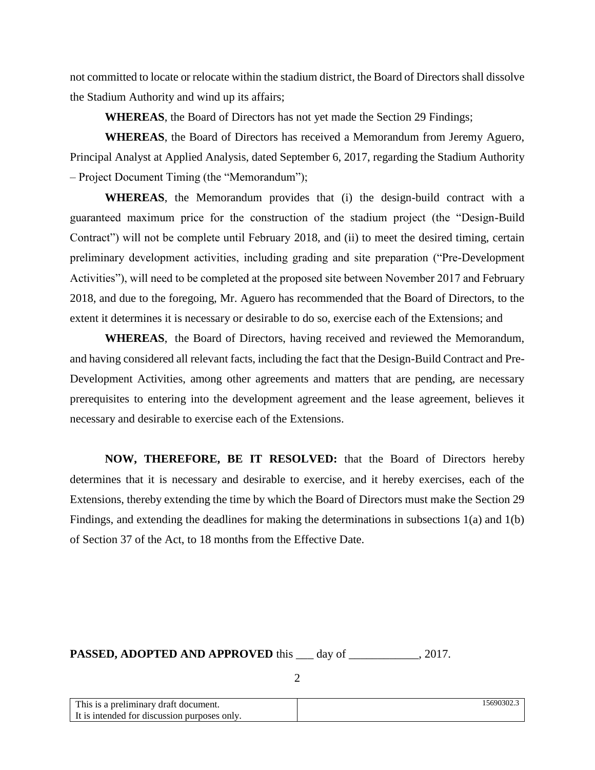not committed to locate or relocate within the stadium district, the Board of Directors shall dissolve the Stadium Authority and wind up its affairs;

**WHEREAS**, the Board of Directors has not yet made the Section 29 Findings;

**WHEREAS**, the Board of Directors has received a Memorandum from Jeremy Aguero, Principal Analyst at Applied Analysis, dated September 6, 2017, regarding the Stadium Authority – Project Document Timing (the "Memorandum");

**WHEREAS**, the Memorandum provides that (i) the design-build contract with a guaranteed maximum price for the construction of the stadium project (the "Design-Build Contract") will not be complete until February 2018, and (ii) to meet the desired timing, certain preliminary development activities, including grading and site preparation ("Pre-Development Activities"), will need to be completed at the proposed site between November 2017 and February 2018, and due to the foregoing, Mr. Aguero has recommended that the Board of Directors, to the extent it determines it is necessary or desirable to do so, exercise each of the Extensions; and

**WHEREAS**, the Board of Directors, having received and reviewed the Memorandum, and having considered all relevant facts, including the fact that the Design-Build Contract and Pre-Development Activities, among other agreements and matters that are pending, are necessary prerequisites to entering into the development agreement and the lease agreement, believes it necessary and desirable to exercise each of the Extensions.

**NOW, THEREFORE, BE IT RESOLVED:** that the Board of Directors hereby determines that it is necessary and desirable to exercise, and it hereby exercises, each of the Extensions, thereby extending the time by which the Board of Directors must make the Section 29 Findings, and extending the deadlines for making the determinations in subsections 1(a) and 1(b) of Section 37 of the Act, to 18 months from the Effective Date.

**PASSED, ADOPTED AND APPROVED** this ___ day of ____________, 2017.

| This is a preliminary draft document. It is intended for discussion purposes only. | 15690302.3 |
|---|---|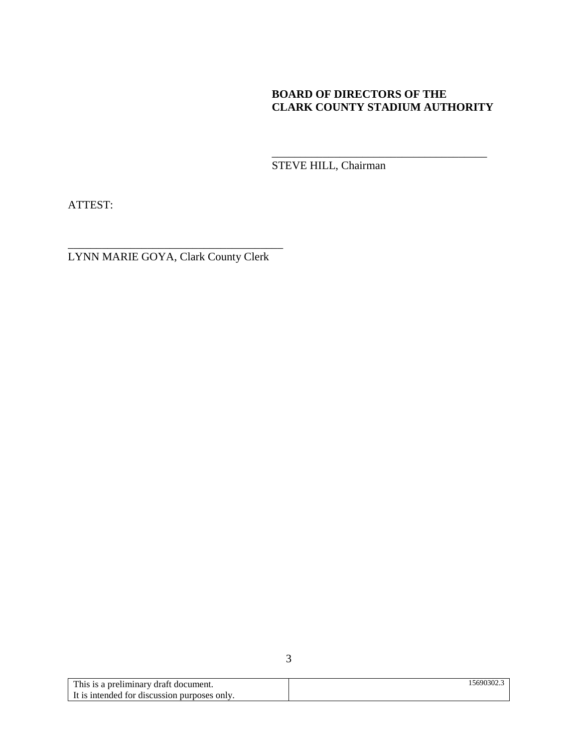**BOARD OF DIRECTORS OF THE CLARK COUNTY STADIUM AUTHORITY**

\_\_\_\_\_\_\_\_\_\_\_\_\_\_\_\_\_\_\_\_\_\_\_\_\_\_\_\_\_\_\_\_\_\_\_\_\_\_

STEVE HILL, Chairman

ATTEST:

\_\_\_\_\_\_\_\_\_\_\_\_\_\_\_\_\_\_\_\_\_\_\_\_\_\_\_\_\_\_\_\_\_\_\_\_\_\_

LYNN MARIE GOYA, Clark County Clerk

| | |
|---|---|
| This is a preliminary draft document.<br>It is intended for discussion purposes only. | 15690302.3 |